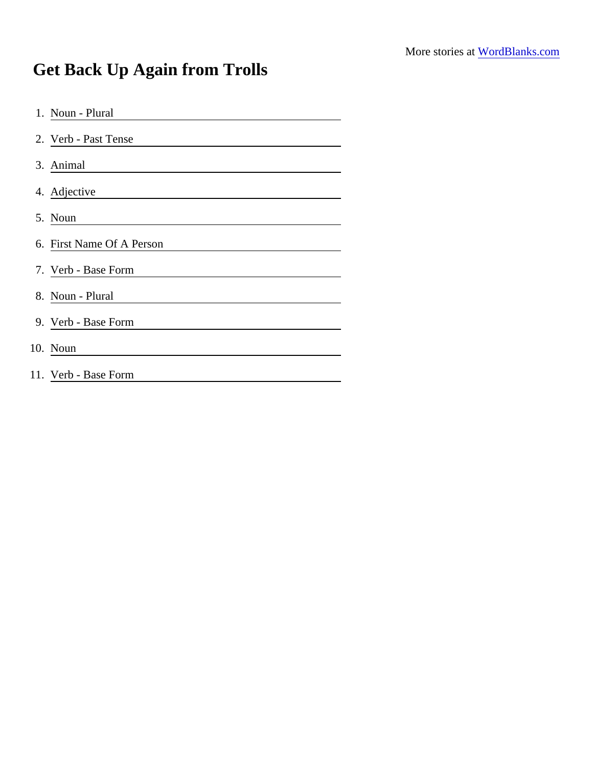More stories at WordBlanks.com

# Get Back Up Again from Trolls

1. Noun - Plural ______________________
2. Verb - Past Tense ______________________
3. Animal ______________________
4. Adjective ______________________
5. Noun ______________________
6. First Name Of A Person ______________________
7. Verb - Base Form ______________________
8. Noun - Plural ______________________
9. Verb - Base Form ______________________
10. Noun ______________________
11. Verb - Base Form ______________________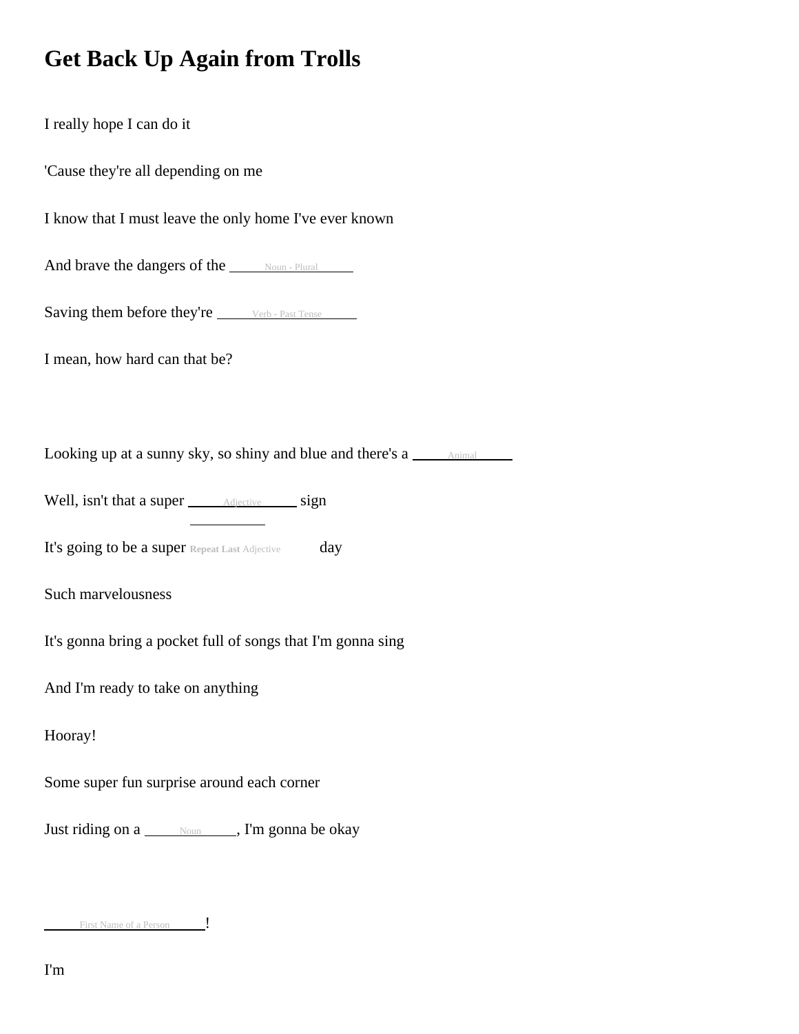# Get Back Up Again from Trolls

I really hope I can do it

'Cause they're all depending on me

I know that I must leave the only home I've ever known

And brave the dangers of the ______Noun - Plural______

Saving them before they're ______Verb - Past Tense______

I mean, how hard can that be?

Looking up at a sunny sky, so shiny and blue and there's a ______Animal______

Well, isn't that a super ______Adjective______ sign

It's going to be a super ______Repeat Last Adjective______ day

Such marvelousness

It's gonna bring a pocket full of songs that I'm gonna sing

And I'm ready to take on anything

Hooray!

Some super fun surprise around each corner

Just riding on a ______Noun______, I'm gonna be okay

______First Name of a Person______!

I'm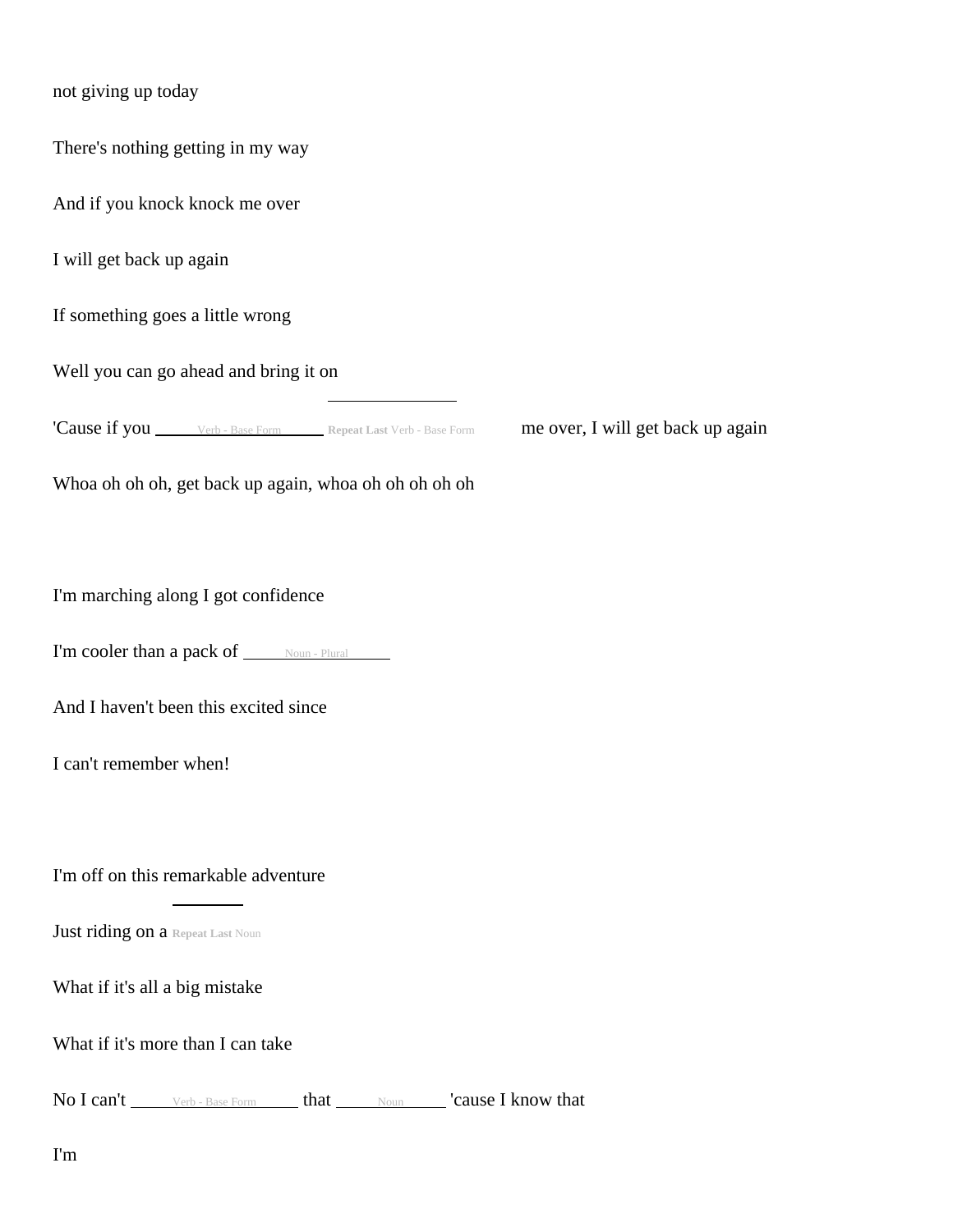not giving up today

There's nothing getting in my way

And if you knock knock me over

I will get back up again

If something goes a little wrong

Well you can go ahead and bring it on

'Cause if you ______Verb - Base Form______ ______Repeat Last Verb - Base Form______ me over, I will get back up again

Whoa oh oh oh, get back up again, whoa oh oh oh oh oh

I'm marching along I got confidence

I'm cooler than a pack of ______Noun - Plural______

And I haven't been this excited since

I can't remember when!

I'm off on this remarkable adventure

Just riding on a ______Repeat Last Noun______

What if it's all a big mistake

What if it's more than I can take

No I can't ______Verb - Base Form______ that ______Noun______ 'cause I know that

I'm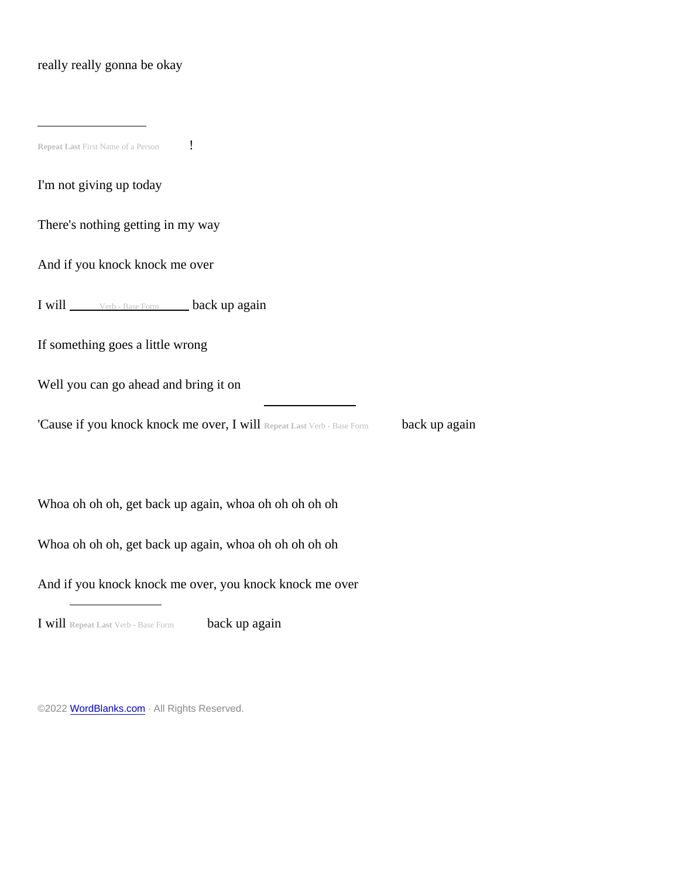really really gonna be okay

_____________

Repeat Last First Name of a Person !

I'm not giving up today

There's nothing getting in my way

And if you knock knock me over

I will _____Verb - Base Form_____ back up again

If something goes a little wrong

Well you can go ahead and bring it on

'Cause if you knock knock me over, I will _____________ Repeat Last Verb - Base Form back up again

Whoa oh oh oh, get back up again, whoa oh oh oh oh oh

Whoa oh oh oh, get back up again, whoa oh oh oh oh oh

And if you knock knock me over, you knock knock me over

I will _____________ Repeat Last Verb - Base Form back up again

©2022 WordBlanks.com · All Rights Reserved.